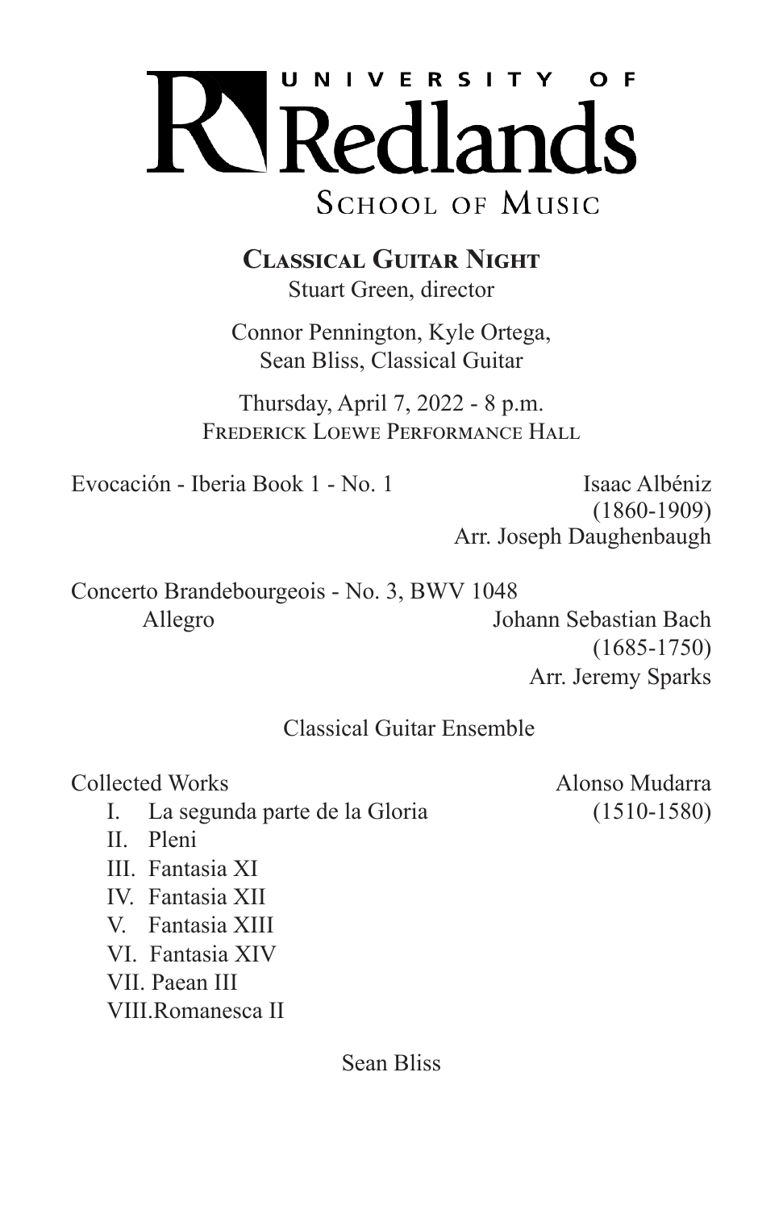# UNIVERSITY OF Redlands

## SCHOOL OF MUSIC

### CLASSICAL GUITAR NIGHT

Stuart Green, director

Connor Pennington, Kyle Ortega,
Sean Bliss, Classical Guitar

Thursday, April 7, 2022 - 8 p.m.
FREDERICK LOEWE PERFORMANCE HALL

Evocación - Iberia Book 1 - No. 1 — Isaac Albéniz
(1860-1909)
Arr. Joseph Daughenbaugh

Concerto Brandebourgeois - No. 3, BWV 1048
Allegro — Johann Sebastian Bach
(1685-1750)
Arr. Jeremy Sparks

Classical Guitar Ensemble

Collected Works — Alonso Mudarra
(1510-1580)

I. La segunda parte de la Gloria
II. Pleni
III. Fantasia XI
IV. Fantasia XII
V. Fantasia XIII
VI. Fantasia XIV
VII. Paean III
VIII. Romanesca II

Sean Bliss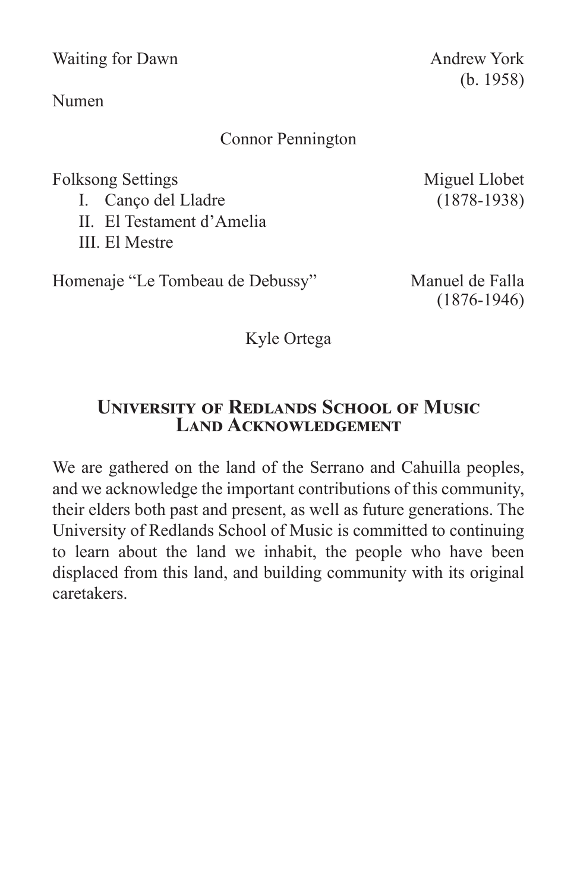Waiting for Dawn — Andrew York (b. 1958)

Numen

Connor Pennington

Folksong Settings — Miguel Llobet (1878-1938)

I. Canço del Lladre
II. El Testament d'Amelia
III. El Mestre

Homenaje "Le Tombeau de Debussy" — Manuel de Falla (1876-1946)

Kyle Ortega

## University of Redlands School of Music Land Acknowledgement

We are gathered on the land of the Serrano and Cahuilla peoples, and we acknowledge the important contributions of this community, their elders both past and present, as well as future generations. The University of Redlands School of Music is committed to continuing to learn about the land we inhabit, the people who have been displaced from this land, and building community with its original caretakers.